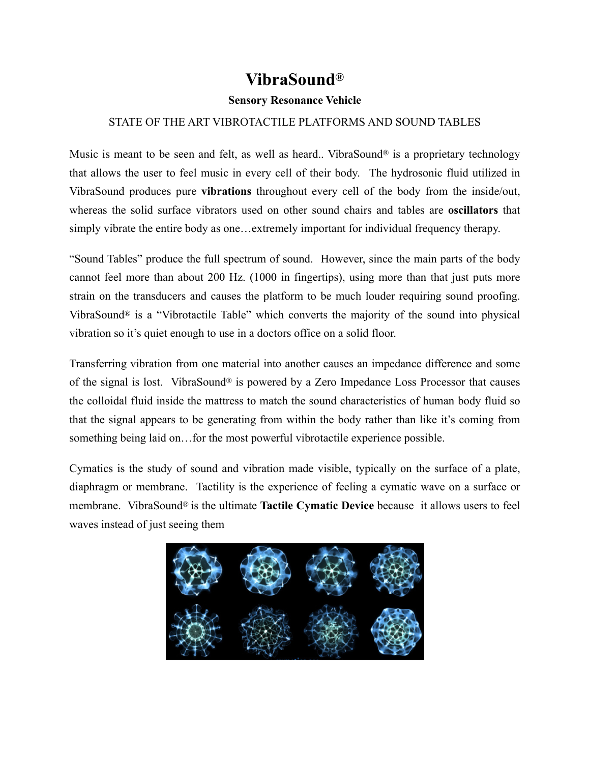# VibraSound®

**Sensory Resonance Vehicle**

STATE OF THE ART VIBROTACTILE PLATFORMS AND SOUND TABLES

Music is meant to be seen and felt, as well as heard.. VibraSound® is a proprietary technology that allows the user to feel music in every cell of their body. The hydrosonic fluid utilized in VibraSound produces pure **vibrations** throughout every cell of the body from the inside/out, whereas the solid surface vibrators used on other sound chairs and tables are **oscillators** that simply vibrate the entire body as one…extremely important for individual frequency therapy.

"Sound Tables" produce the full spectrum of sound. However, since the main parts of the body cannot feel more than about 200 Hz. (1000 in fingertips), using more than that just puts more strain on the transducers and causes the platform to be much louder requiring sound proofing. VibraSound® is a "Vibrotactile Table" which converts the majority of the sound into physical vibration so it's quiet enough to use in a doctors office on a solid floor.

Transferring vibration from one material into another causes an impedance difference and some of the signal is lost. VibraSound® is powered by a Zero Impedance Loss Processor that causes the colloidal fluid inside the mattress to match the sound characteristics of human body fluid so that the signal appears to be generating from within the body rather than like it's coming from something being laid on…for the most powerful vibrotactile experience possible.

Cymatics is the study of sound and vibration made visible, typically on the surface of a plate, diaphragm or membrane. Tactility is the experience of feeling a cymatic wave on a surface or membrane. VibraSound® is the ultimate **Tactile Cymatic Device** because it allows users to feel waves instead of just seeing them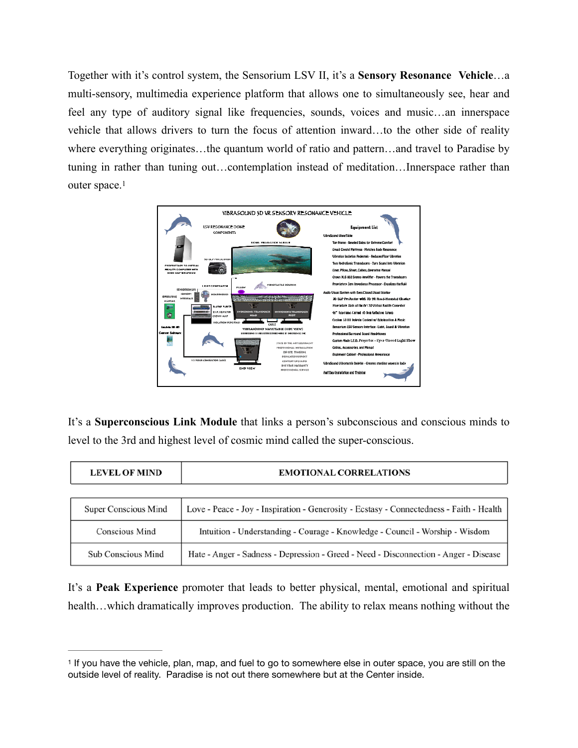Together with it's control system, the Sensorium LSV II, it's a **Sensory Resonance Vehicle**…a multi-sensory, multimedia experience platform that allows one to simultaneously see, hear and feel any type of auditory signal like frequencies, sounds, voices and music…an innerspace vehicle that allows drivers to turn the focus of attention inward…to the other side of reality where everything originates…the quantum world of ratio and pattern…and travel to Paradise by tuning in rather than tuning out…contemplation instead of meditation…Innerspace rather than outer space.[1]

It's a **Superconscious Link Module** that links a person's subconscious and conscious minds to level to the 3rd and highest level of cosmic mind called the super-conscious.

| LEVEL OF MIND | EMOTIONAL CORRELATIONS |
|---|---|
| Super Conscious Mind | Love - Peace - Joy - Inspiration - Generosity - Ecstasy - Connectedness - Faith - Health |
| Conscious Mind | Intuition - Understanding - Courage - Knowledge - Council - Worship - Wisdom |
| Sub Conscious Mind | Hate - Anger - Sadness - Depression - Greed - Need - Disconnection - Anger - Disease |

It's a **Peak Experience** promoter that leads to better physical, mental, emotional and spiritual health…which dramatically improves production. The ability to relax means nothing without the

[1] If you have the vehicle, plan, map, and fuel to go to somewhere else in outer space, you are still on the outside level of reality. Paradise is not out there somewhere but at the Center inside.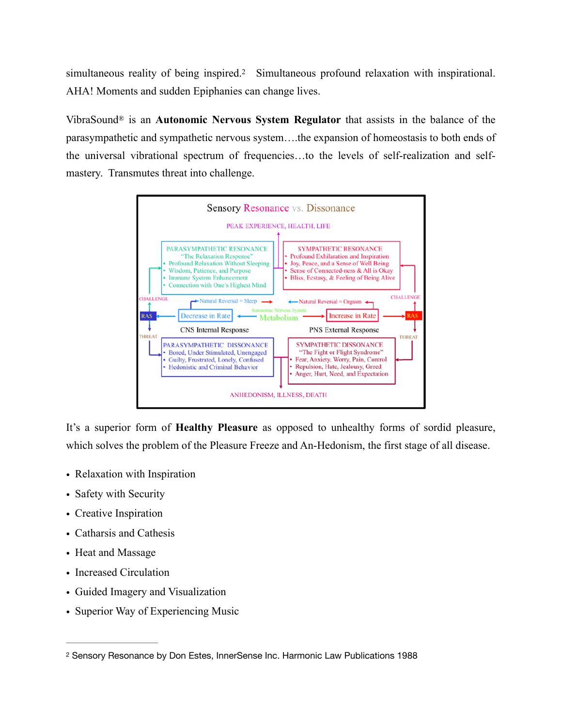simultaneous reality of being inspired.[2] Simultaneous profound relaxation with inspirational. AHA! Moments and sudden Epiphanies can change lives.

VibraSound® is an **Autonomic Nervous System Regulator** that assists in the balance of the parasympathetic and sympathetic nervous system….the expansion of homeostasis to both ends of the universal vibrational spectrum of frequencies…to the levels of self-realization and self-mastery. Transmutes threat into challenge.

Sensory Resonance vs. Dissonance

PEAK EXPERIENCE, HEALTH, LIFE

PARASYMPATHETIC RESONANCE
"The Relaxation Response"
- Profound Relaxation Without Sleeping
- Wisdom, Patience, and Purpose
- Immune System Enhancement
- Connection with One's Highest Mind

SYMPATHETIC RESONANCE
- Profound Exhilaration and Inspiration
- Joy, Peace, and a Sense of Well Being
- Sense of Connected-ness & All is Okay
- Bliss, Ecstasy, & Feeling of Being Alive

CHALLENGE — Natural Reversal = Sleep — Natural Reversal = Orgasm — CHALLENGE

RAS — Decrease in Rate — Autonomic Nervous System Metabolism — Increase in Rate — RAS

THREAT — CNS Internal Response — PNS External Response — THREAT

PARASYMPATHETIC DISSONANCE
- Bored, Under Stimulated, Unengaged
- Guilty, Frustrated, Lonely, Confused
- Hedonistic and Criminal Behavior

SYMPATHETIC DISSONANCE
"The Fight or Flight Syndrome"
- Fear, Anxiety, Worry, Pain, Control
- Repulsion, Hate, Jealousy, Greed
- Anger, Hurt, Need, and Expectation

ANHEDONISM, ILLNESS, DEATH

It's a superior form of **Healthy Pleasure** as opposed to unhealthy forms of sordid pleasure, which solves the problem of the Pleasure Freeze and An-Hedonism, the first stage of all disease.

- Relaxation with Inspiration
- Safety with Security
- Creative Inspiration
- Catharsis and Cathesis
- Heat and Massage
- Increased Circulation
- Guided Imagery and Visualization
- Superior Way of Experiencing Music

---

[2] Sensory Resonance by Don Estes, InnerSense Inc. Harmonic Law Publications 1988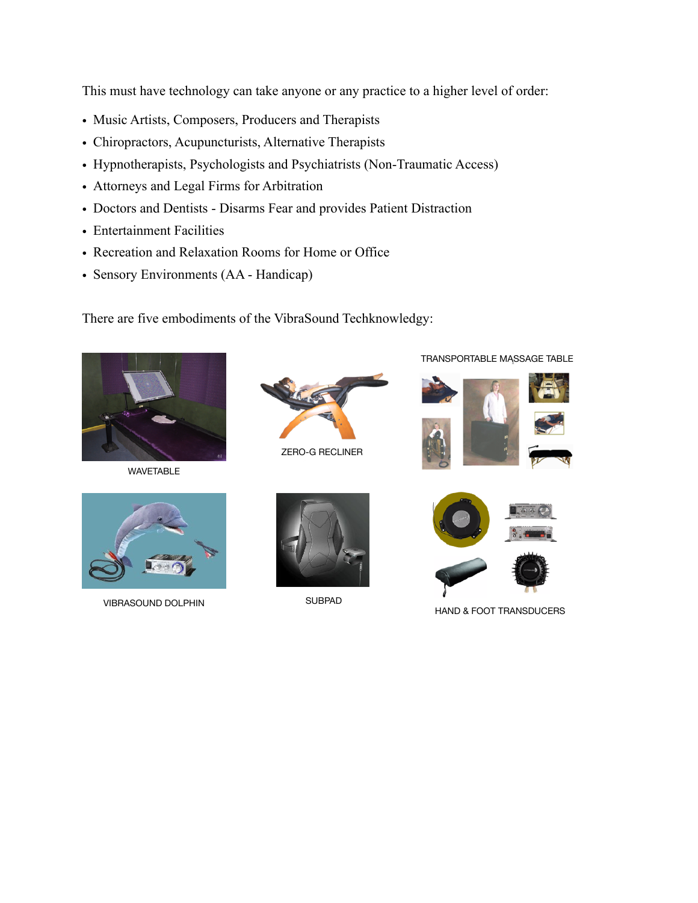This must have technology can take anyone or any practice to a higher level of order:

- Music Artists, Composers, Producers and Therapists
- Chiropractors, Acupuncturists, Alternative Therapists
- Hypnotherapists, Psychologists and Psychiatrists (Non-Traumatic Access)
- Attorneys and Legal Firms for Arbitration
- Doctors and Dentists - Disarms Fear and provides Patient Distraction
- Entertainment Facilities
- Recreation and Relaxation Rooms for Home or Office
- Sensory Environments (AA - Handicap)

There are five embodiments of the VibraSound Techknowledgy:

WAVETABLE

ZERO-G RECLINER

TRANSPORTABLE MASSAGE TABLE

VIBRASOUND DOLPHIN

SUBPAD

HAND & FOOT TRANSDUCERS